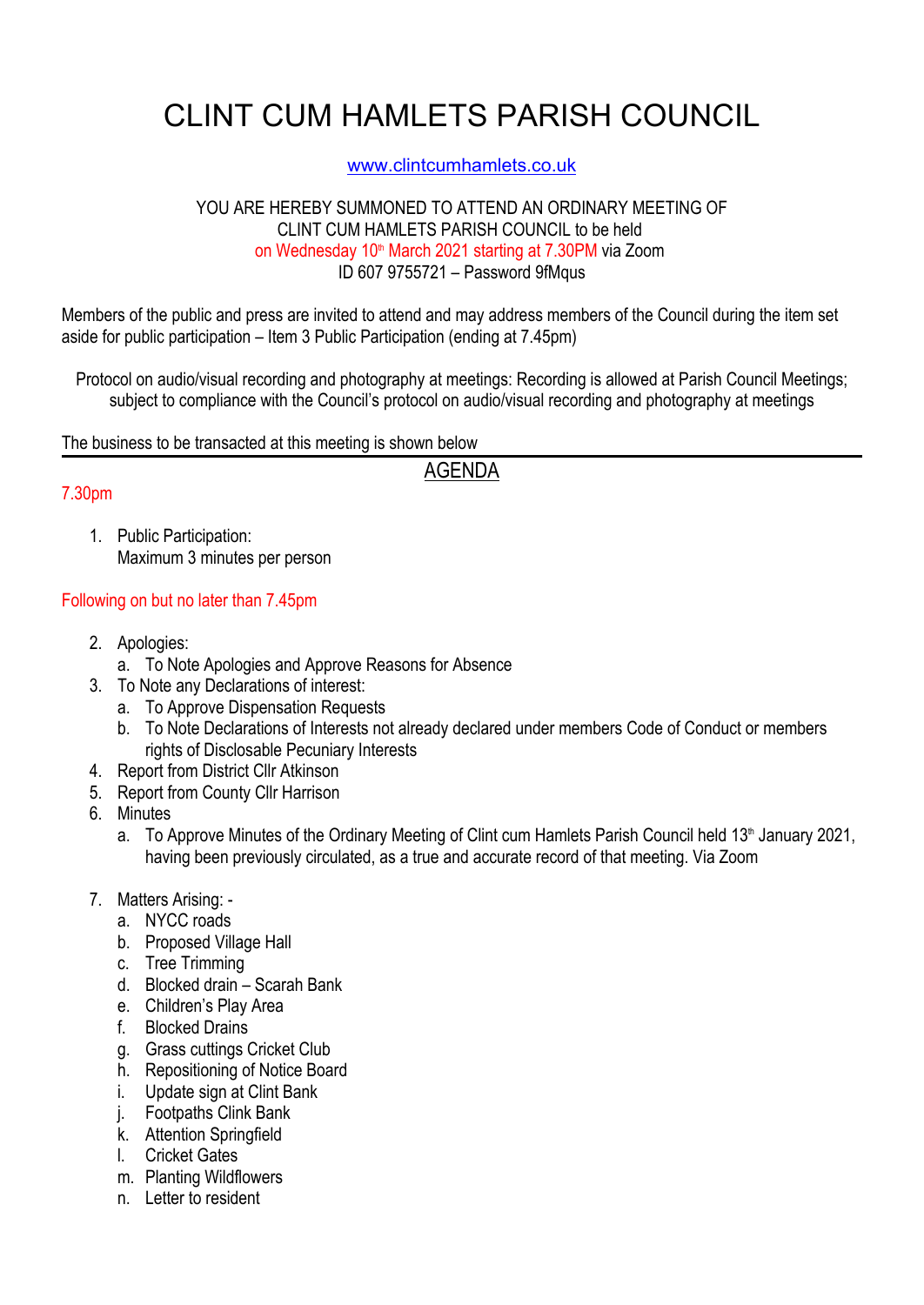# CLINT CUM HAMLETS PARISH COUNCIL

www.clintcumhamlets.co.uk

YOU ARE HEREBY SUMMONED TO ATTEND AN ORDINARY MEETING OF CLINT CUM HAMLETS PARISH COUNCIL to be held on Wednesday 10th March 2021 starting at 7.30PM via Zoom
ID 607 9755721 – Password 9fMqus

Members of the public and press are invited to attend and may address members of the Council during the item set aside for public participation – Item 3 Public Participation (ending at 7.45pm)

Protocol on audio/visual recording and photography at meetings: Recording is allowed at Parish Council Meetings; subject to compliance with the Council's protocol on audio/visual recording and photography at meetings

The business to be transacted at this meeting is shown below

## AGENDA

7.30pm

1. Public Participation:
   Maximum 3 minutes per person

Following on but no later than 7.45pm

2. Apologies:
   a. To Note Apologies and Approve Reasons for Absence
3. To Note any Declarations of interest:
   a. To Approve Dispensation Requests
   b. To Note Declarations of Interests not already declared under members Code of Conduct or members rights of Disclosable Pecuniary Interests
4. Report from District Cllr Atkinson
5. Report from County Cllr Harrison
6. Minutes
   a. To Approve Minutes of the Ordinary Meeting of Clint cum Hamlets Parish Council held 13th January 2021, having been previously circulated, as a true and accurate record of that meeting. Via Zoom
7. Matters Arising: -
   a. NYCC roads
   b. Proposed Village Hall
   c. Tree Trimming
   d. Blocked drain – Scarah Bank
   e. Children's Play Area
   f. Blocked Drains
   g. Grass cuttings Cricket Club
   h. Repositioning of Notice Board
   i. Update sign at Clint Bank
   j. Footpaths Clink Bank
   k. Attention Springfield
   l. Cricket Gates
   m. Planting Wildflowers
   n. Letter to resident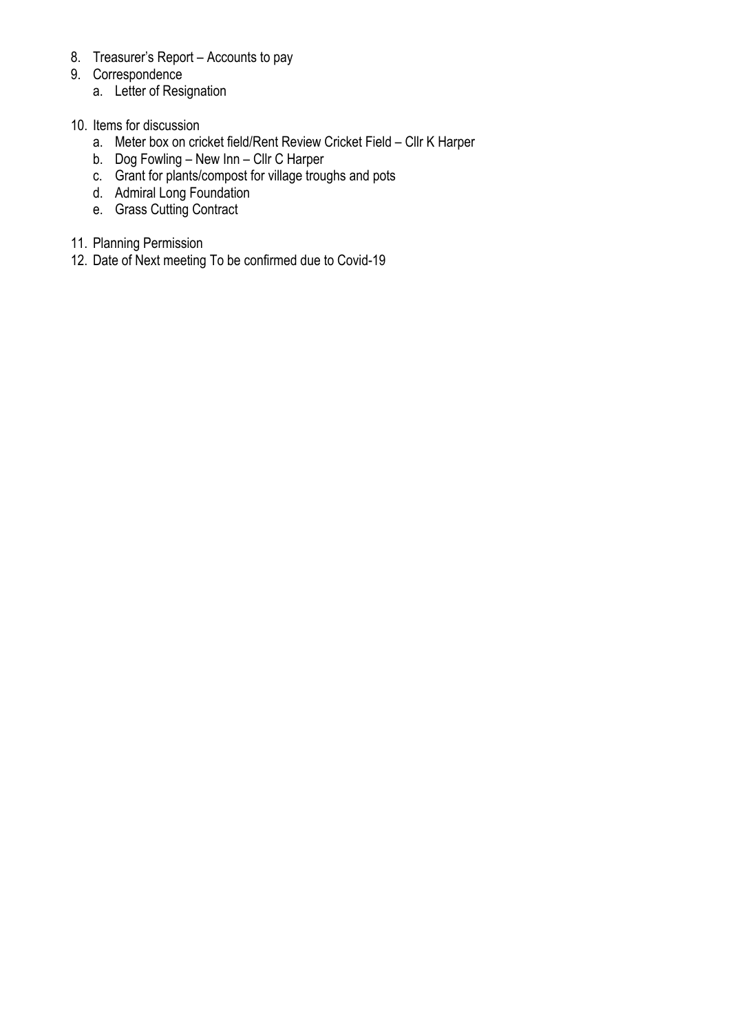8. Treasurer's Report – Accounts to pay
9. Correspondence
    a. Letter of Resignation

10. Items for discussion
    a. Meter box on cricket field/Rent Review Cricket Field – Cllr K Harper
    b. Dog Fowling – New Inn – Cllr C Harper
    c. Grant for plants/compost for village troughs and pots
    d. Admiral Long Foundation
    e. Grass Cutting Contract

11. Planning Permission
12. Date of Next meeting To be confirmed due to Covid-19